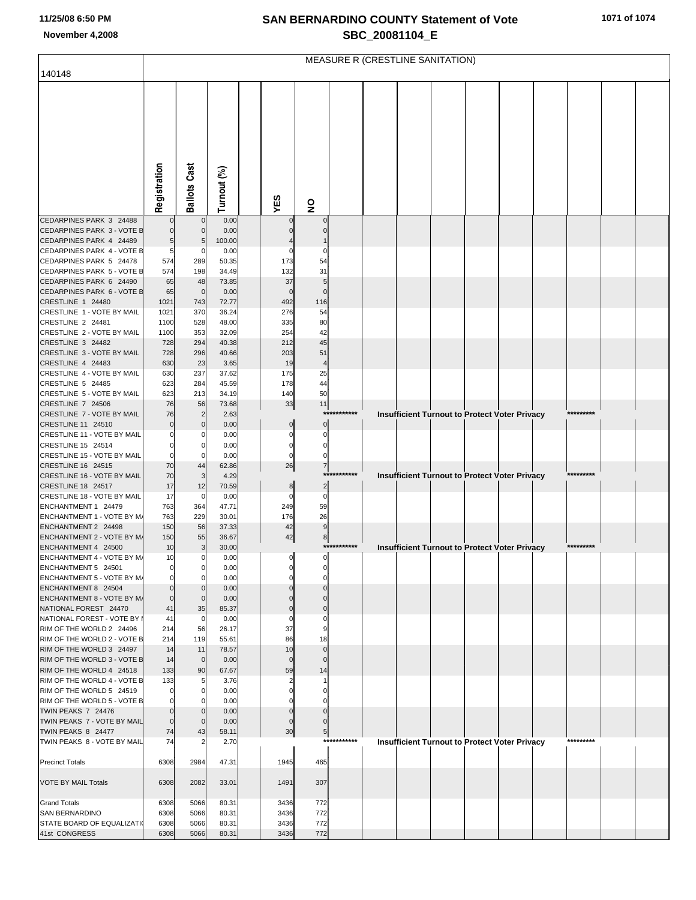# SAN BERNARDINO COUNTY Statement of Vote

## SBC_20081104_E

November 4,2008

### MEASURE R (CRESTLINE SANITATION)

| 140148 | Registration | Ballots Cast | Turnout (%) | YES | NO | |
|---|---|---|---|---|---|---|
| CEDARPINES PARK 3 24488 | 0 | 0 | 0.00 | 0 | 0 | |
| CEDARPINES PARK 3 - VOTE B | 0 | 0 | 0.00 | 0 | 0 | |
| CEDARPINES PARK 4 24489 | 5 | 5 | 100.00 | 4 | 1 | |
| CEDARPINES PARK 4 - VOTE B | 5 | 0 | 0.00 | 0 | 0 | |
| CEDARPINES PARK 5 24478 | 574 | 289 | 50.35 | 173 | 54 | |
| CEDARPINES PARK 5 - VOTE B | 574 | 198 | 34.49 | 132 | 31 | |
| CEDARPINES PARK 6 24490 | 65 | 48 | 73.85 | 37 | 5 | |
| CEDARPINES PARK 6 - VOTE B | 65 | 0 | 0.00 | 0 | 0 | |
| CRESTLINE 1 24480 | 1021 | 743 | 72.77 | 492 | 116 | |
| CRESTLINE 1 - VOTE BY MAIL | 1021 | 370 | 36.24 | 276 | 54 | |
| CRESTLINE 2 24481 | 1100 | 528 | 48.00 | 335 | 80 | |
| CRESTLINE 2 - VOTE BY MAIL | 1100 | 353 | 32.09 | 254 | 42 | |
| CRESTLINE 3 24482 | 728 | 294 | 40.38 | 212 | 45 | |
| CRESTLINE 3 - VOTE BY MAIL | 728 | 296 | 40.66 | 203 | 51 | |
| CRESTLINE 4 24483 | 630 | 23 | 3.65 | 19 | 4 | |
| CRESTLINE 4 - VOTE BY MAIL | 630 | 237 | 37.62 | 175 | 25 | |
| CRESTLINE 5 24485 | 623 | 284 | 45.59 | 178 | 44 | |
| CRESTLINE 5 - VOTE BY MAIL | 623 | 213 | 34.19 | 140 | 50 | |
| CRESTLINE 7 24506 | 76 | 56 | 73.68 | 33 | 11 | |
| CRESTLINE 7 - VOTE BY MAIL | 76 | 2 | 2.63 | | *********** | Insufficient Turnout to Protect Voter Privacy ********* |
| CRESTLINE 11 24510 | 0 | 0 | 0.00 | 0 | 0 | |
| CRESTLINE 11 - VOTE BY MAIL | 0 | 0 | 0.00 | 0 | 0 | |
| CRESTLINE 15 24514 | 0 | 0 | 0.00 | 0 | 0 | |
| CRESTLINE 15 - VOTE BY MAIL | 0 | 0 | 0.00 | 0 | 0 | |
| CRESTLINE 16 24515 | 70 | 44 | 62.86 | 26 | 7 | |
| CRESTLINE 16 - VOTE BY MAIL | 70 | 3 | 4.29 | | *********** | Insufficient Turnout to Protect Voter Privacy ********* |
| CRESTLINE 18 24517 | 17 | 12 | 70.59 | 8 | 2 | |
| CRESTLINE 18 - VOTE BY MAIL | 17 | 0 | 0.00 | 0 | 0 | |
| ENCHANTMENT 1 24479 | 763 | 364 | 47.71 | 249 | 59 | |
| ENCHANTMENT 1 - VOTE BY MA | 763 | 229 | 30.01 | 176 | 26 | |
| ENCHANTMENT 2 24498 | 150 | 56 | 37.33 | 42 | 9 | |
| ENCHANTMENT 2 - VOTE BY MA | 150 | 55 | 36.67 | 42 | 8 | |
| ENCHANTMENT 4 24500 | 10 | 3 | 30.00 | | *********** | Insufficient Turnout to Protect Voter Privacy ********* |
| ENCHANTMENT 4 - VOTE BY MA | 10 | 0 | 0.00 | 0 | 0 | |
| ENCHANTMENT 5 24501 | 0 | 0 | 0.00 | 0 | 0 | |
| ENCHANTMENT 5 - VOTE BY MA | 0 | 0 | 0.00 | 0 | 0 | |
| ENCHANTMENT 8 24504 | 0 | 0 | 0.00 | 0 | 0 | |
| ENCHANTMENT 8 - VOTE BY MA | 0 | 0 | 0.00 | 0 | 0 | |
| NATIONAL FOREST 24470 | 41 | 35 | 85.37 | 0 | 0 | |
| NATIONAL FOREST - VOTE BY I | 41 | 0 | 0.00 | 0 | 0 | |
| RIM OF THE WORLD 2 24496 | 214 | 56 | 26.17 | 37 | 9 | |
| RIM OF THE WORLD 2 - VOTE B | 214 | 119 | 55.61 | 86 | 18 | |
| RIM OF THE WORLD 3 24497 | 14 | 11 | 78.57 | 10 | 0 | |
| RIM OF THE WORLD 3 - VOTE B | 14 | 0 | 0.00 | 0 | 0 | |
| RIM OF THE WORLD 4 24518 | 133 | 90 | 67.67 | 59 | 14 | |
| RIM OF THE WORLD 4 - VOTE B | 133 | 5 | 3.76 | 2 | 1 | |
| RIM OF THE WORLD 5 24519 | 0 | 0 | 0.00 | 0 | 0 | |
| RIM OF THE WORLD 5 - VOTE B | 0 | 0 | 0.00 | 0 | 0 | |
| TWIN PEAKS 7 24476 | 0 | 0 | 0.00 | 0 | 0 | |
| TWIN PEAKS 7 - VOTE BY MAIL | 0 | 0 | 0.00 | 0 | 0 | |
| TWIN PEAKS 8 24477 | 74 | 43 | 58.11 | 30 | 5 | |
| TWIN PEAKS 8 - VOTE BY MAIL | 74 | 2 | 2.70 | | *********** | Insufficient Turnout to Protect Voter Privacy ********* |
| Precinct Totals | 6308 | 2984 | 47.31 | 1945 | 465 | |
| VOTE BY MAIL Totals | 6308 | 2082 | 33.01 | 1491 | 307 | |
| Grand Totals | 6308 | 5066 | 80.31 | 3436 | 772 | |
| SAN BERNARDINO | 6308 | 5066 | 80.31 | 3436 | 772 | |
| STATE BOARD OF EQUALIZATI | 6308 | 5066 | 80.31 | 3436 | 772 | |
| 41st CONGRESS | 6308 | 5066 | 80.31 | 3436 | 772 | |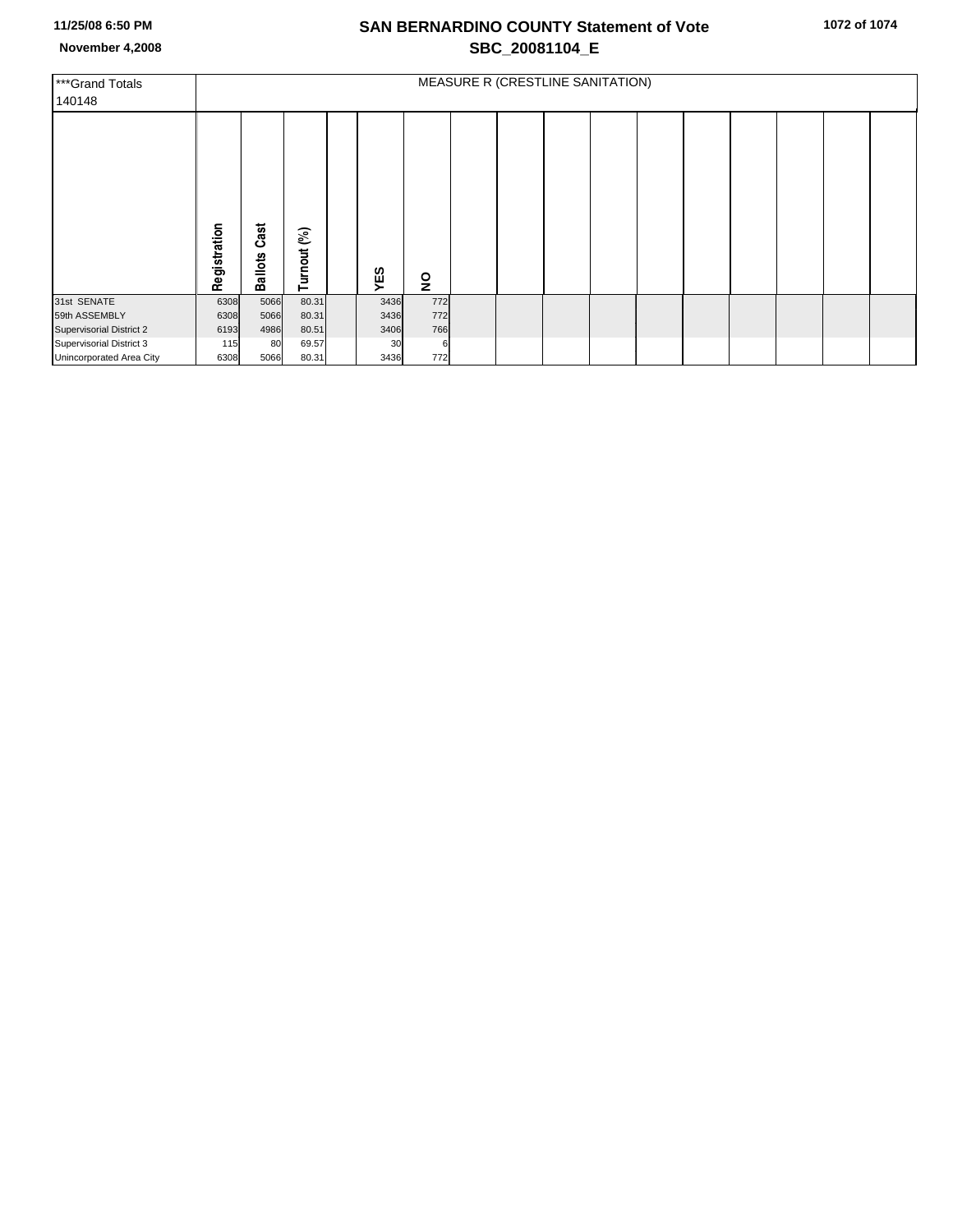## SAN BERNARDINO COUNTY Statement of Vote

## SBC_20081104_E

11/25/08 6:50 PM

November 4,2008

| ***Grand Totals 140148 | MEASURE R (CRESTLINE SANITATION) | | | | | |
|---|---|---|---|---|---|---|
| | Registration | Ballots Cast | Turnout (%) | | YES | NO |
| 31st SENATE | 6308 | 5066 | 80.31 | | 3436 | 772 |
| 59th ASSEMBLY | 6308 | 5066 | 80.31 | | 3436 | 772 |
| Supervisorial District 2 | 6193 | 4986 | 80.51 | | 3406 | 766 |
| Supervisorial District 3 | 115 | 80 | 69.57 | | 30 | 6 |
| Unincorporated Area City | 6308 | 5066 | 80.31 | | 3436 | 772 |